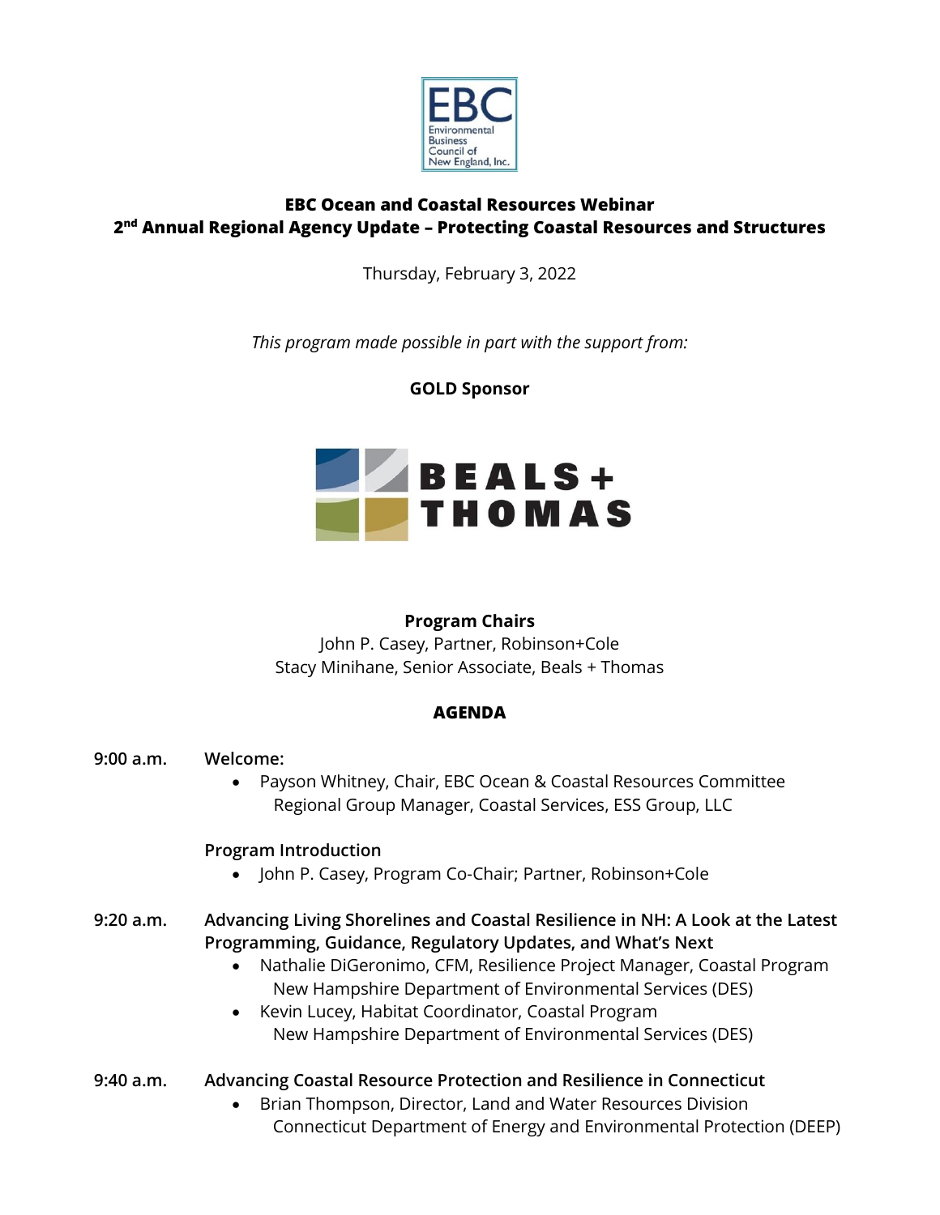# EBC Ocean and Coastal Resources Webinar

## 2nd Annual Regional Agency Update – Protecting Coastal Resources and Structures

Thursday, February 3, 2022

*This program made possible in part with the support from:*

**GOLD Sponsor**

**Program Chairs**

John P. Casey, Partner, Robinson+Cole
Stacy Minihane, Senior Associate, Beals + Thomas

**AGENDA**

**9:00 a.m.** **Welcome:**

- Payson Whitney, Chair, EBC Ocean & Coastal Resources Committee
  Regional Group Manager, Coastal Services, ESS Group, LLC

**Program Introduction**

- John P. Casey, Program Co-Chair; Partner, Robinson+Cole

**9:20 a.m.** **Advancing Living Shorelines and Coastal Resilience in NH: A Look at the Latest Programming, Guidance, Regulatory Updates, and What's Next**

- Nathalie DiGeronimo, CFM, Resilience Project Manager, Coastal Program
  New Hampshire Department of Environmental Services (DES)
- Kevin Lucey, Habitat Coordinator, Coastal Program
  New Hampshire Department of Environmental Services (DES)

**9:40 a.m.** **Advancing Coastal Resource Protection and Resilience in Connecticut**

- Brian Thompson, Director, Land and Water Resources Division
  Connecticut Department of Energy and Environmental Protection (DEEP)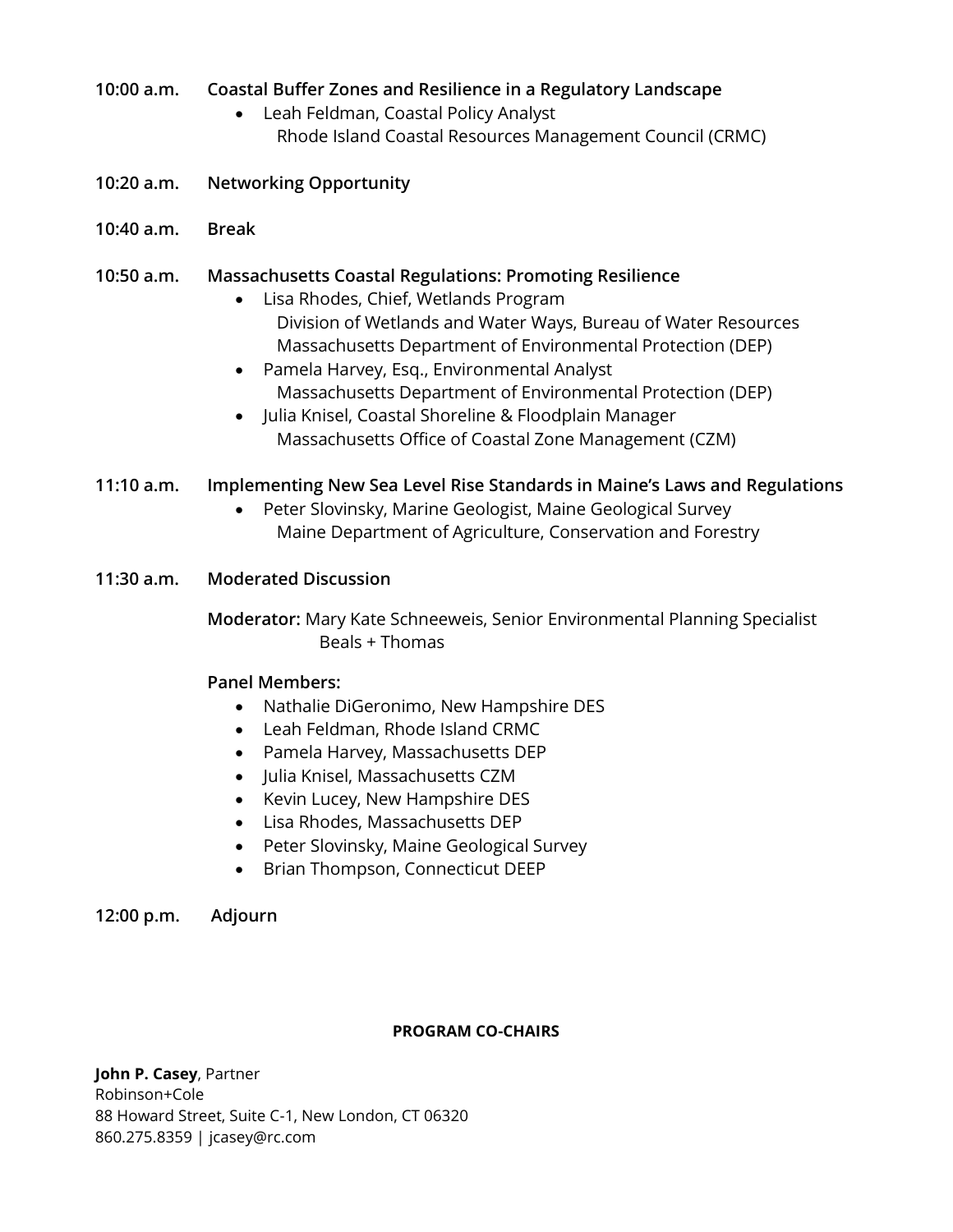**10:00 a.m.** **Coastal Buffer Zones and Resilience in a Regulatory Landscape**

- Leah Feldman, Coastal Policy Analyst
  Rhode Island Coastal Resources Management Council (CRMC)

**10:20 a.m.** **Networking Opportunity**

**10:40 a.m.** **Break**

**10:50 a.m.** **Massachusetts Coastal Regulations: Promoting Resilience**

- Lisa Rhodes, Chief, Wetlands Program
  Division of Wetlands and Water Ways, Bureau of Water Resources
  Massachusetts Department of Environmental Protection (DEP)
- Pamela Harvey, Esq., Environmental Analyst
  Massachusetts Department of Environmental Protection (DEP)
- Julia Knisel, Coastal Shoreline & Floodplain Manager
  Massachusetts Office of Coastal Zone Management (CZM)

**11:10 a.m.** **Implementing New Sea Level Rise Standards in Maine's Laws and Regulations**

- Peter Slovinsky, Marine Geologist, Maine Geological Survey
  Maine Department of Agriculture, Conservation and Forestry

**11:30 a.m.** **Moderated Discussion**

**Moderator:** Mary Kate Schneeweis, Senior Environmental Planning Specialist
Beals + Thomas

**Panel Members:**

- Nathalie DiGeronimo, New Hampshire DES
- Leah Feldman, Rhode Island CRMC
- Pamela Harvey, Massachusetts DEP
- Julia Knisel, Massachusetts CZM
- Kevin Lucey, New Hampshire DES
- Lisa Rhodes, Massachusetts DEP
- Peter Slovinsky, Maine Geological Survey
- Brian Thompson, Connecticut DEEP

**12:00 p.m.** **Adjourn**

**PROGRAM CO-CHAIRS**

**John P. Casey**, Partner
Robinson+Cole
88 Howard Street, Suite C-1, New London, CT 06320
860.275.8359 | jcasey@rc.com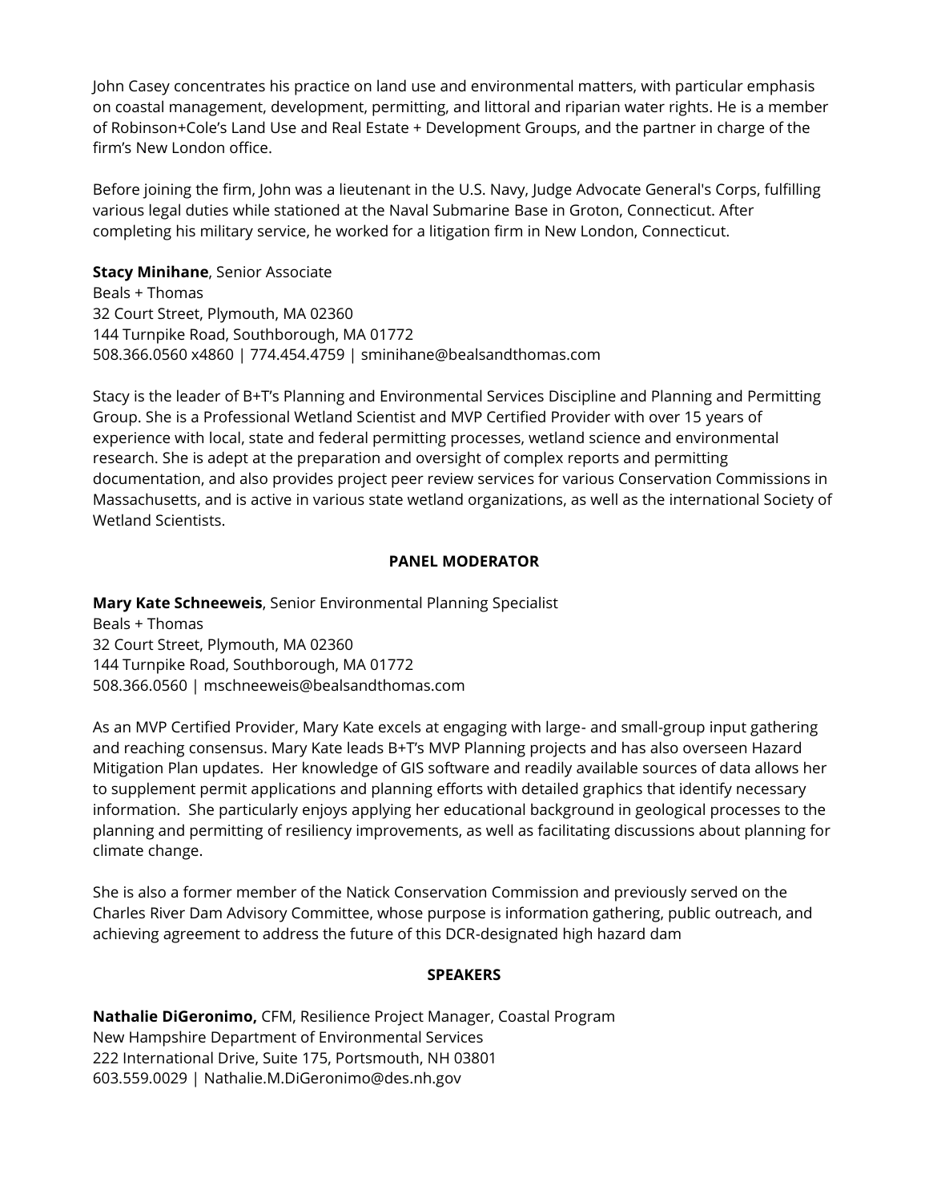John Casey concentrates his practice on land use and environmental matters, with particular emphasis on coastal management, development, permitting, and littoral and riparian water rights. He is a member of Robinson+Cole's Land Use and Real Estate + Development Groups, and the partner in charge of the firm's New London office.

Before joining the firm, John was a lieutenant in the U.S. Navy, Judge Advocate General's Corps, fulfilling various legal duties while stationed at the Naval Submarine Base in Groton, Connecticut. After completing his military service, he worked for a litigation firm in New London, Connecticut.

**Stacy Minihane**, Senior Associate
Beals + Thomas
32 Court Street, Plymouth, MA 02360
144 Turnpike Road, Southborough, MA 01772
508.366.0560 x4860 | 774.454.4759 | sminihane@bealsandthomas.com

Stacy is the leader of B+T's Planning and Environmental Services Discipline and Planning and Permitting Group. She is a Professional Wetland Scientist and MVP Certified Provider with over 15 years of experience with local, state and federal permitting processes, wetland science and environmental research. She is adept at the preparation and oversight of complex reports and permitting documentation, and also provides project peer review services for various Conservation Commissions in Massachusetts, and is active in various state wetland organizations, as well as the international Society of Wetland Scientists.

## PANEL MODERATOR

**Mary Kate Schneeweis**, Senior Environmental Planning Specialist
Beals + Thomas
32 Court Street, Plymouth, MA 02360
144 Turnpike Road, Southborough, MA 01772
508.366.0560 | mschneeweis@bealsandthomas.com

As an MVP Certified Provider, Mary Kate excels at engaging with large- and small-group input gathering and reaching consensus. Mary Kate leads B+T's MVP Planning projects and has also overseen Hazard Mitigation Plan updates. Her knowledge of GIS software and readily available sources of data allows her to supplement permit applications and planning efforts with detailed graphics that identify necessary information. She particularly enjoys applying her educational background in geological processes to the planning and permitting of resiliency improvements, as well as facilitating discussions about planning for climate change.

She is also a former member of the Natick Conservation Commission and previously served on the Charles River Dam Advisory Committee, whose purpose is information gathering, public outreach, and achieving agreement to address the future of this DCR-designated high hazard dam

## SPEAKERS

**Nathalie DiGeronimo,** CFM, Resilience Project Manager, Coastal Program
New Hampshire Department of Environmental Services
222 International Drive, Suite 175, Portsmouth, NH 03801
603.559.0029 | Nathalie.M.DiGeronimo@des.nh.gov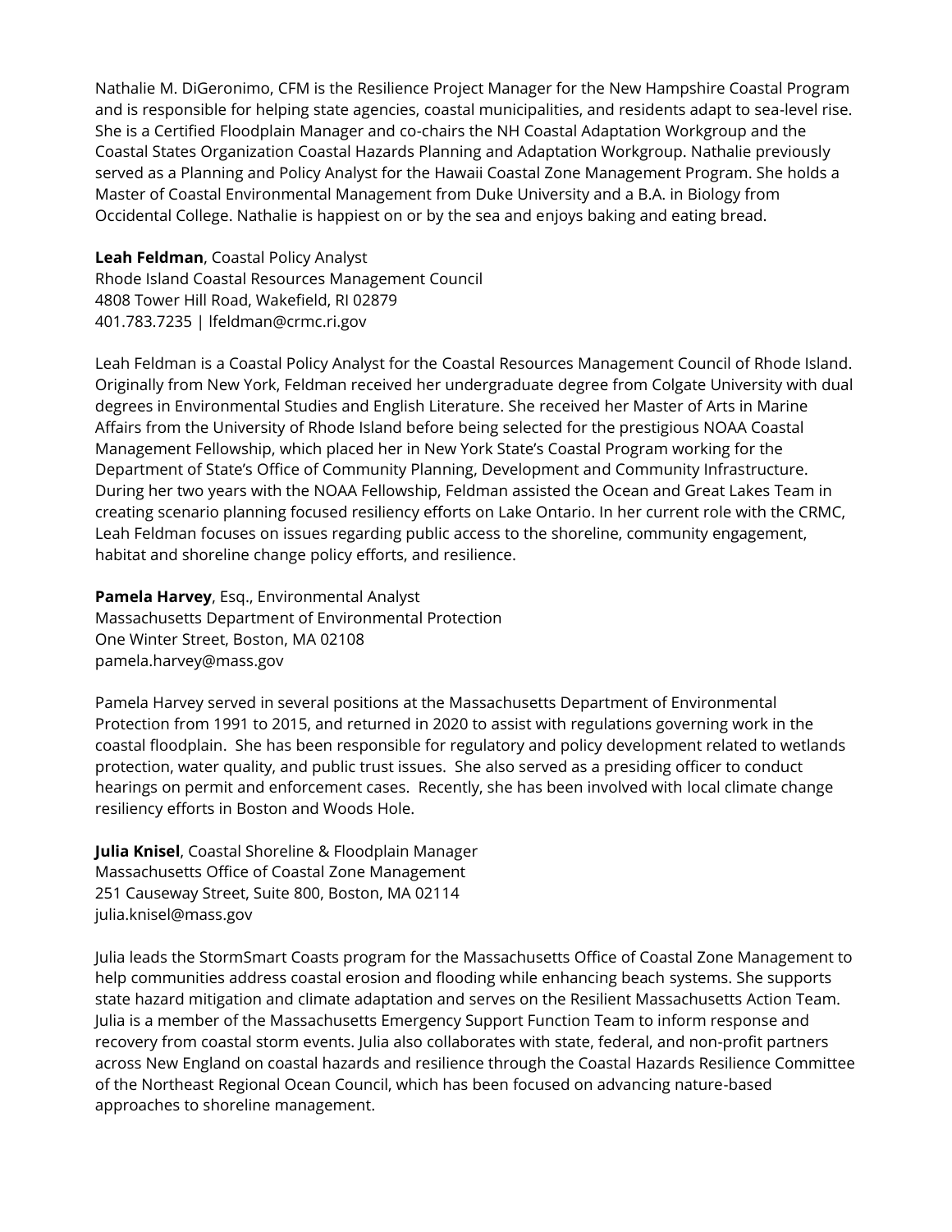Nathalie M. DiGeronimo, CFM is the Resilience Project Manager for the New Hampshire Coastal Program and is responsible for helping state agencies, coastal municipalities, and residents adapt to sea-level rise. She is a Certified Floodplain Manager and co-chairs the NH Coastal Adaptation Workgroup and the Coastal States Organization Coastal Hazards Planning and Adaptation Workgroup. Nathalie previously served as a Planning and Policy Analyst for the Hawaii Coastal Zone Management Program. She holds a Master of Coastal Environmental Management from Duke University and a B.A. in Biology from Occidental College. Nathalie is happiest on or by the sea and enjoys baking and eating bread.

**Leah Feldman**, Coastal Policy Analyst
Rhode Island Coastal Resources Management Council
4808 Tower Hill Road, Wakefield, RI 02879
401.783.7235 | lfeldman@crmc.ri.gov

Leah Feldman is a Coastal Policy Analyst for the Coastal Resources Management Council of Rhode Island. Originally from New York, Feldman received her undergraduate degree from Colgate University with dual degrees in Environmental Studies and English Literature. She received her Master of Arts in Marine Affairs from the University of Rhode Island before being selected for the prestigious NOAA Coastal Management Fellowship, which placed her in New York State's Coastal Program working for the Department of State's Office of Community Planning, Development and Community Infrastructure. During her two years with the NOAA Fellowship, Feldman assisted the Ocean and Great Lakes Team in creating scenario planning focused resiliency efforts on Lake Ontario. In her current role with the CRMC, Leah Feldman focuses on issues regarding public access to the shoreline, community engagement, habitat and shoreline change policy efforts, and resilience.

**Pamela Harvey**, Esq., Environmental Analyst
Massachusetts Department of Environmental Protection
One Winter Street, Boston, MA 02108
pamela.harvey@mass.gov

Pamela Harvey served in several positions at the Massachusetts Department of Environmental Protection from 1991 to 2015, and returned in 2020 to assist with regulations governing work in the coastal floodplain. She has been responsible for regulatory and policy development related to wetlands protection, water quality, and public trust issues. She also served as a presiding officer to conduct hearings on permit and enforcement cases. Recently, she has been involved with local climate change resiliency efforts in Boston and Woods Hole.

**Julia Knisel**, Coastal Shoreline & Floodplain Manager
Massachusetts Office of Coastal Zone Management
251 Causeway Street, Suite 800, Boston, MA 02114
julia.knisel@mass.gov

Julia leads the StormSmart Coasts program for the Massachusetts Office of Coastal Zone Management to help communities address coastal erosion and flooding while enhancing beach systems. She supports state hazard mitigation and climate adaptation and serves on the Resilient Massachusetts Action Team. Julia is a member of the Massachusetts Emergency Support Function Team to inform response and recovery from coastal storm events. Julia also collaborates with state, federal, and non-profit partners across New England on coastal hazards and resilience through the Coastal Hazards Resilience Committee of the Northeast Regional Ocean Council, which has been focused on advancing nature-based approaches to shoreline management.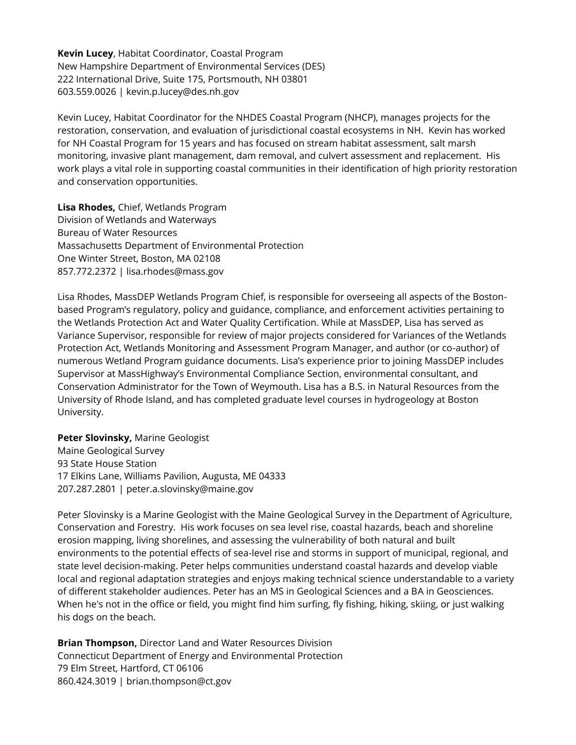**Kevin Lucey**, Habitat Coordinator, Coastal Program
New Hampshire Department of Environmental Services (DES)
222 International Drive, Suite 175, Portsmouth, NH 03801
603.559.0026 | kevin.p.lucey@des.nh.gov

Kevin Lucey, Habitat Coordinator for the NHDES Coastal Program (NHCP), manages projects for the restoration, conservation, and evaluation of jurisdictional coastal ecosystems in NH. Kevin has worked for NH Coastal Program for 15 years and has focused on stream habitat assessment, salt marsh monitoring, invasive plant management, dam removal, and culvert assessment and replacement. His work plays a vital role in supporting coastal communities in their identification of high priority restoration and conservation opportunities.

**Lisa Rhodes,** Chief, Wetlands Program
Division of Wetlands and Waterways
Bureau of Water Resources
Massachusetts Department of Environmental Protection
One Winter Street, Boston, MA 02108
857.772.2372 | lisa.rhodes@mass.gov

Lisa Rhodes, MassDEP Wetlands Program Chief, is responsible for overseeing all aspects of the Boston-based Program's regulatory, policy and guidance, compliance, and enforcement activities pertaining to the Wetlands Protection Act and Water Quality Certification. While at MassDEP, Lisa has served as Variance Supervisor, responsible for review of major projects considered for Variances of the Wetlands Protection Act, Wetlands Monitoring and Assessment Program Manager, and author (or co-author) of numerous Wetland Program guidance documents. Lisa's experience prior to joining MassDEP includes Supervisor at MassHighway's Environmental Compliance Section, environmental consultant, and Conservation Administrator for the Town of Weymouth. Lisa has a B.S. in Natural Resources from the University of Rhode Island, and has completed graduate level courses in hydrogeology at Boston University.

**Peter Slovinsky,** Marine Geologist
Maine Geological Survey
93 State House Station
17 Elkins Lane, Williams Pavilion, Augusta, ME 04333
207.287.2801 | peter.a.slovinsky@maine.gov

Peter Slovinsky is a Marine Geologist with the Maine Geological Survey in the Department of Agriculture, Conservation and Forestry. His work focuses on sea level rise, coastal hazards, beach and shoreline erosion mapping, living shorelines, and assessing the vulnerability of both natural and built environments to the potential effects of sea-level rise and storms in support of municipal, regional, and state level decision-making. Peter helps communities understand coastal hazards and develop viable local and regional adaptation strategies and enjoys making technical science understandable to a variety of different stakeholder audiences. Peter has an MS in Geological Sciences and a BA in Geosciences. When he's not in the office or field, you might find him surfing, fly fishing, hiking, skiing, or just walking his dogs on the beach.

**Brian Thompson,** Director Land and Water Resources Division
Connecticut Department of Energy and Environmental Protection
79 Elm Street, Hartford, CT 06106
860.424.3019 | brian.thompson@ct.gov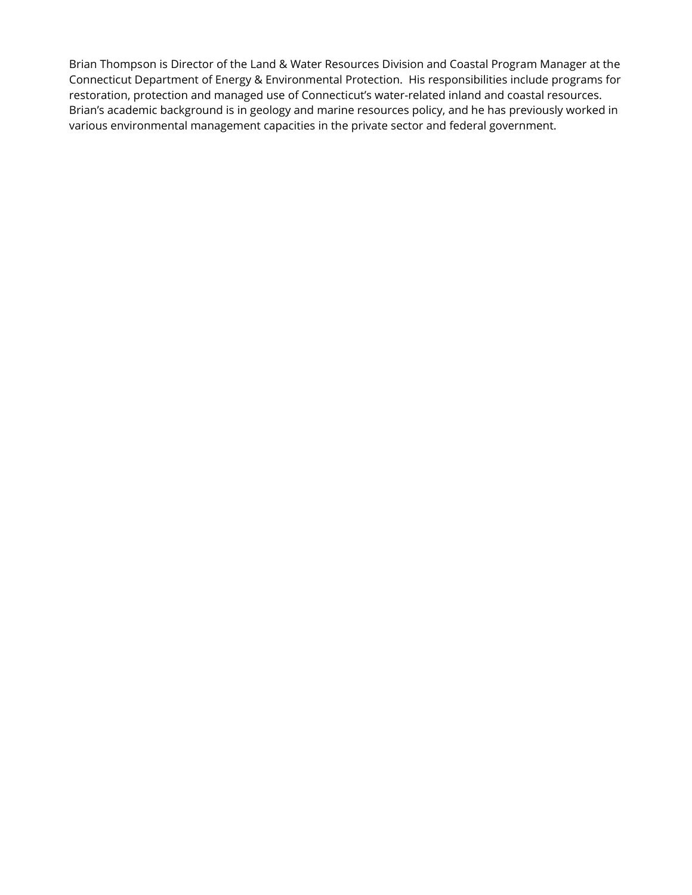Brian Thompson is Director of the Land & Water Resources Division and Coastal Program Manager at the Connecticut Department of Energy & Environmental Protection.  His responsibilities include programs for restoration, protection and managed use of Connecticut's water-related inland and coastal resources. Brian's academic background is in geology and marine resources policy, and he has previously worked in various environmental management capacities in the private sector and federal government.